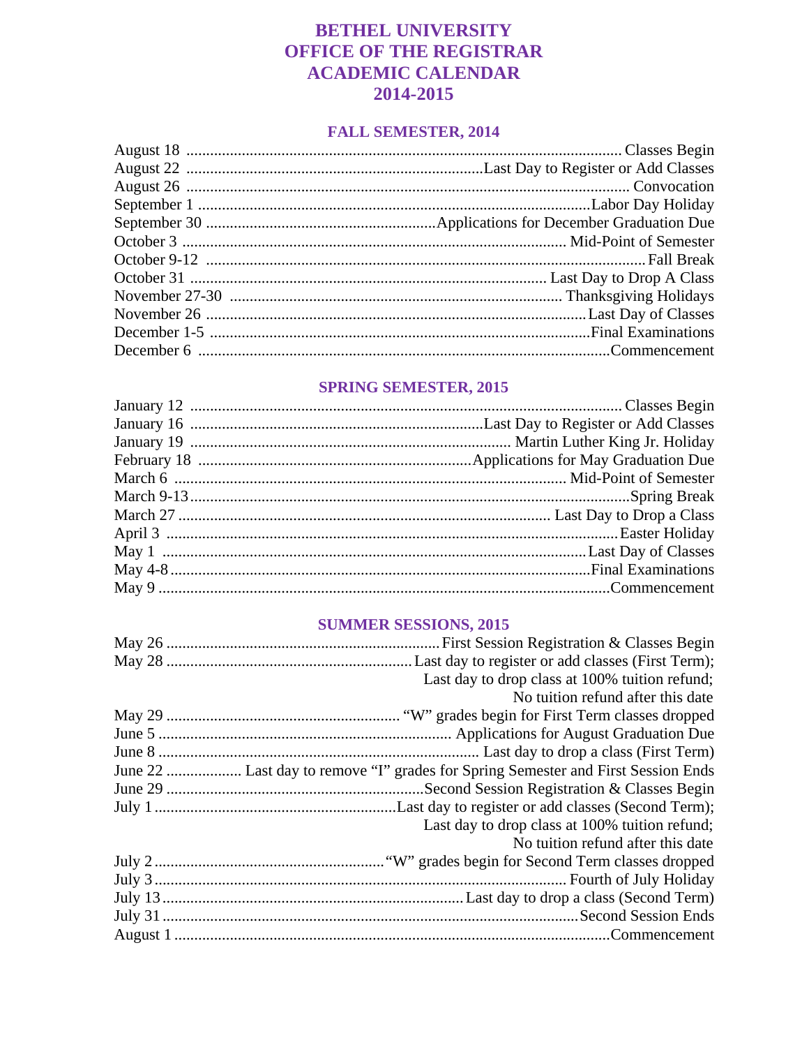# BETHEL UNIVERSITY
# OFFICE OF THE REGISTRAR
# ACADEMIC CALENDAR
# 2014-2015

## FALL SEMESTER, 2014

| Date | Event |
|---|---|
| August 18 | Classes Begin |
| August 22 | Last Day to Register or Add Classes |
| August 26 | Convocation |
| September 1 | Labor Day Holiday |
| September 30 | Applications for December Graduation Due |
| October 3 | Mid-Point of Semester |
| October 9-12 | Fall Break |
| October 31 | Last Day to Drop A Class |
| November 27-30 | Thanksgiving Holidays |
| November 26 | Last Day of Classes |
| December 1-5 | Final Examinations |
| December 6 | Commencement |

## SPRING SEMESTER, 2015

| Date | Event |
|---|---|
| January 12 | Classes Begin |
| January 16 | Last Day to Register or Add Classes |
| January 19 | Martin Luther King Jr. Holiday |
| February 18 | Applications for May Graduation Due |
| March 6 | Mid-Point of Semester |
| March 9-13 | Spring Break |
| March 27 | Last Day to Drop a Class |
| April 3 | Easter Holiday |
| May 1 | Last Day of Classes |
| May 4-8 | Final Examinations |
| May 9 | Commencement |

## SUMMER SESSIONS, 2015

| Date | Event |
|---|---|
| May 26 | First Session Registration & Classes Begin |
| May 28 | Last day to register or add classes (First Term); Last day to drop class at 100% tuition refund; No tuition refund after this date |
| May 29 | "W" grades begin for First Term classes dropped |
| June 5 | Applications for August Graduation Due |
| June 8 | Last day to drop a class (First Term) |
| June 22 | Last day to remove "I" grades for Spring Semester and First Session Ends |
| June 29 | Second Session Registration & Classes Begin |
| July 1 | Last day to register or add classes (Second Term); Last day to drop class at 100% tuition refund; No tuition refund after this date |
| July 2 | "W" grades begin for Second Term classes dropped |
| July 3 | Fourth of July Holiday |
| July 13 | Last day to drop a class (Second Term) |
| July 31 | Second Session Ends |
| August 1 | Commencement |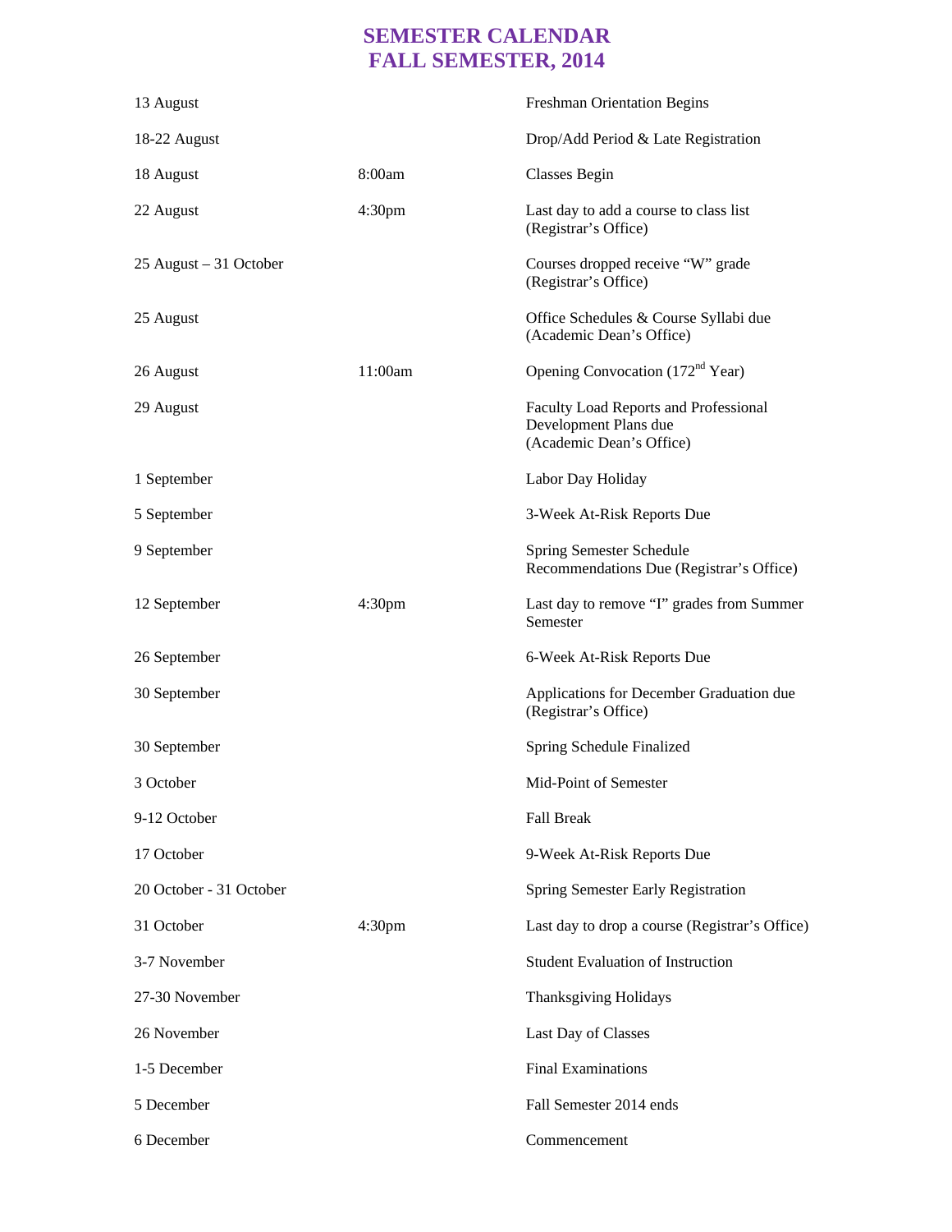# SEMESTER CALENDAR
# FALL SEMESTER, 2014

| Date | Time | Event |
|---|---|---|
| 13 August | | Freshman Orientation Begins |
| 18-22 August | | Drop/Add Period & Late Registration |
| 18 August | 8:00am | Classes Begin |
| 22 August | 4:30pm | Last day to add a course to class list (Registrar's Office) |
| 25 August – 31 October | | Courses dropped receive "W" grade (Registrar's Office) |
| 25 August | | Office Schedules & Course Syllabi due (Academic Dean's Office) |
| 26 August | 11:00am | Opening Convocation (172nd Year) |
| 29 August | | Faculty Load Reports and Professional Development Plans due (Academic Dean's Office) |
| 1 September | | Labor Day Holiday |
| 5 September | | 3-Week At-Risk Reports Due |
| 9 September | | Spring Semester Schedule Recommendations Due (Registrar's Office) |
| 12 September | 4:30pm | Last day to remove "I" grades from Summer Semester |
| 26 September | | 6-Week At-Risk Reports Due |
| 30 September | | Applications for December Graduation due (Registrar's Office) |
| 30 September | | Spring Schedule Finalized |
| 3 October | | Mid-Point of Semester |
| 9-12 October | | Fall Break |
| 17 October | | 9-Week At-Risk Reports Due |
| 20 October - 31 October | | Spring Semester Early Registration |
| 31 October | 4:30pm | Last day to drop a course (Registrar's Office) |
| 3-7 November | | Student Evaluation of Instruction |
| 27-30 November | | Thanksgiving Holidays |
| 26 November | | Last Day of Classes |
| 1-5 December | | Final Examinations |
| 5 December | | Fall Semester 2014 ends |
| 6 December | | Commencement |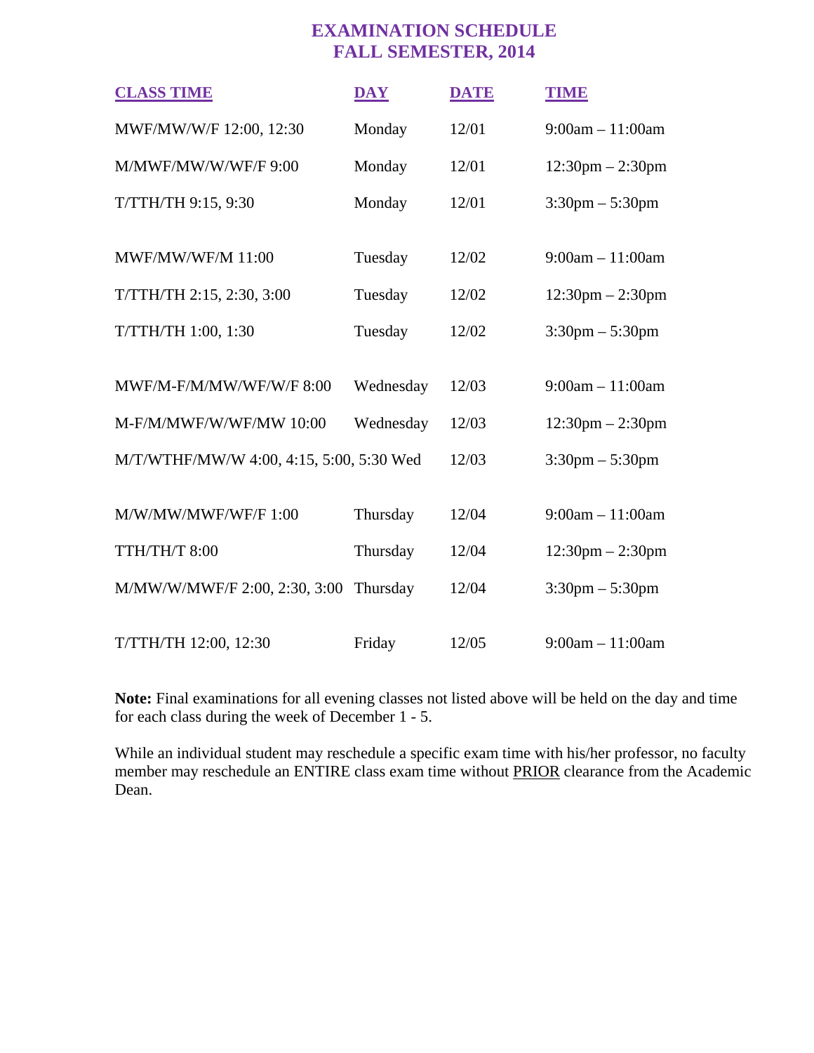# EXAMINATION SCHEDULE
# FALL SEMESTER, 2014

| CLASS TIME | DAY | DATE | TIME |
|---|---|---|---|
| MWF/MW/W/F 12:00, 12:30 | Monday | 12/01 | 9:00am – 11:00am |
| M/MWF/MW/W/WF/F 9:00 | Monday | 12/01 | 12:30pm – 2:30pm |
| T/TTH/TH 9:15, 9:30 | Monday | 12/01 | 3:30pm – 5:30pm |
| MWF/MW/WF/M 11:00 | Tuesday | 12/02 | 9:00am – 11:00am |
| T/TTH/TH 2:15, 2:30, 3:00 | Tuesday | 12/02 | 12:30pm – 2:30pm |
| T/TTH/TH 1:00, 1:30 | Tuesday | 12/02 | 3:30pm – 5:30pm |
| MWF/M-F/M/MW/WF/W/F 8:00 | Wednesday | 12/03 | 9:00am – 11:00am |
| M-F/M/MWF/W/WF/MW 10:00 | Wednesday | 12/03 | 12:30pm – 2:30pm |
| M/T/WTHF/MW/W 4:00, 4:15, 5:00, 5:30 | Wed | 12/03 | 3:30pm – 5:30pm |
| M/W/MW/MWF/WF/F 1:00 | Thursday | 12/04 | 9:00am – 11:00am |
| TTH/TH/T 8:00 | Thursday | 12/04 | 12:30pm – 2:30pm |
| M/MW/W/MWF/F 2:00, 2:30, 3:00 | Thursday | 12/04 | 3:30pm – 5:30pm |
| T/TTH/TH 12:00, 12:30 | Friday | 12/05 | 9:00am – 11:00am |

**Note:** Final examinations for all evening classes not listed above will be held on the day and time for each class during the week of December 1 - 5.

While an individual student may reschedule a specific exam time with his/her professor, no faculty member may reschedule an ENTIRE class exam time without PRIOR clearance from the Academic Dean.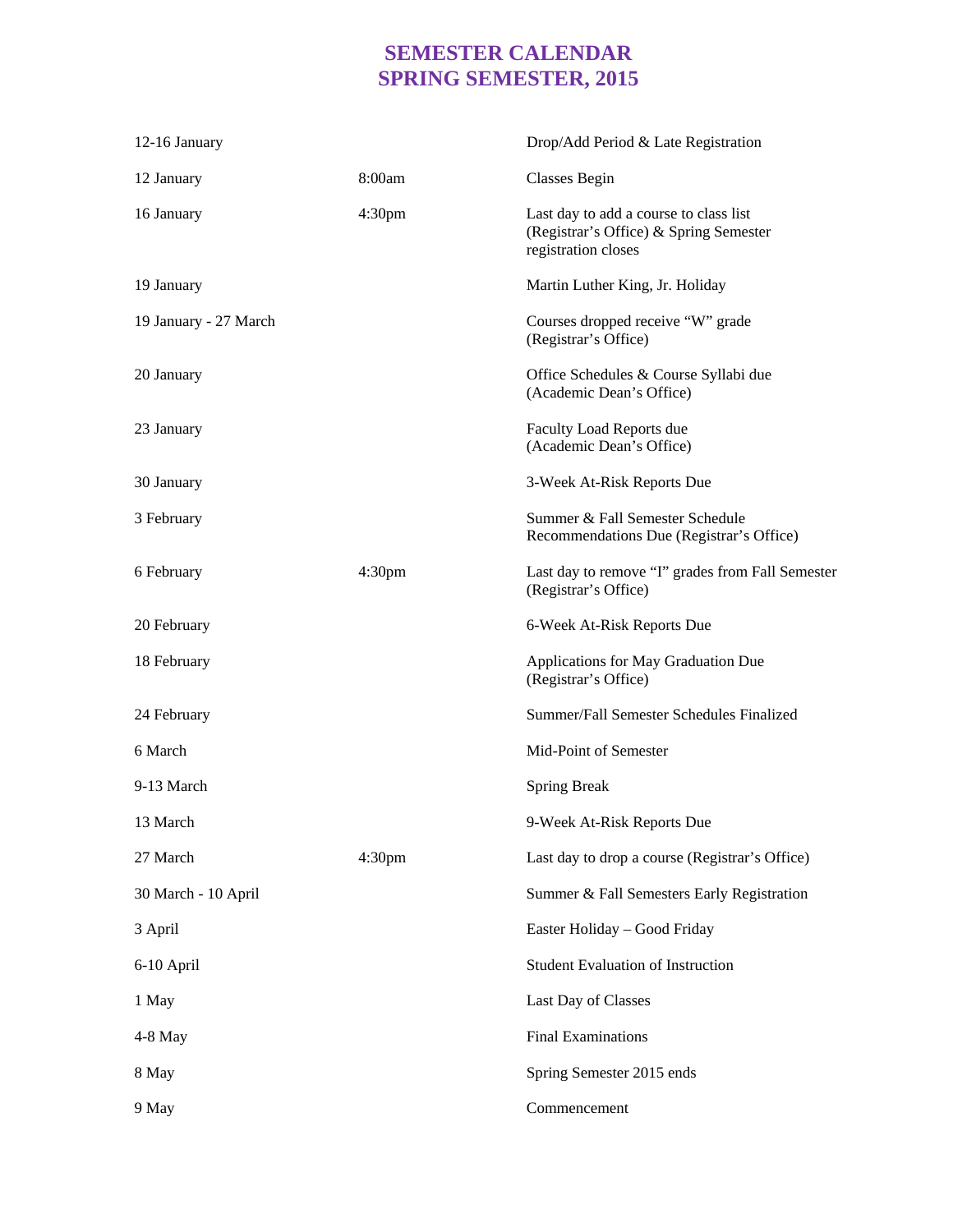# SEMESTER CALENDAR
# SPRING SEMESTER, 2015

| Date | Time | Event |
|---|---|---|
| 12-16 January | | Drop/Add Period & Late Registration |
| 12 January | 8:00am | Classes Begin |
| 16 January | 4:30pm | Last day to add a course to class list (Registrar's Office) & Spring Semester registration closes |
| 19 January | | Martin Luther King, Jr. Holiday |
| 19 January - 27 March | | Courses dropped receive "W" grade (Registrar's Office) |
| 20 January | | Office Schedules & Course Syllabi due (Academic Dean's Office) |
| 23 January | | Faculty Load Reports due (Academic Dean's Office) |
| 30 January | | 3-Week At-Risk Reports Due |
| 3 February | | Summer & Fall Semester Schedule Recommendations Due (Registrar's Office) |
| 6 February | 4:30pm | Last day to remove "I" grades from Fall Semester (Registrar's Office) |
| 20 February | | 6-Week At-Risk Reports Due |
| 18 February | | Applications for May Graduation Due (Registrar's Office) |
| 24 February | | Summer/Fall Semester Schedules Finalized |
| 6 March | | Mid-Point of Semester |
| 9-13 March | | Spring Break |
| 13 March | | 9-Week At-Risk Reports Due |
| 27 March | 4:30pm | Last day to drop a course (Registrar's Office) |
| 30 March - 10 April | | Summer & Fall Semesters Early Registration |
| 3 April | | Easter Holiday – Good Friday |
| 6-10 April | | Student Evaluation of Instruction |
| 1 May | | Last Day of Classes |
| 4-8 May | | Final Examinations |
| 8 May | | Spring Semester 2015 ends |
| 9 May | | Commencement |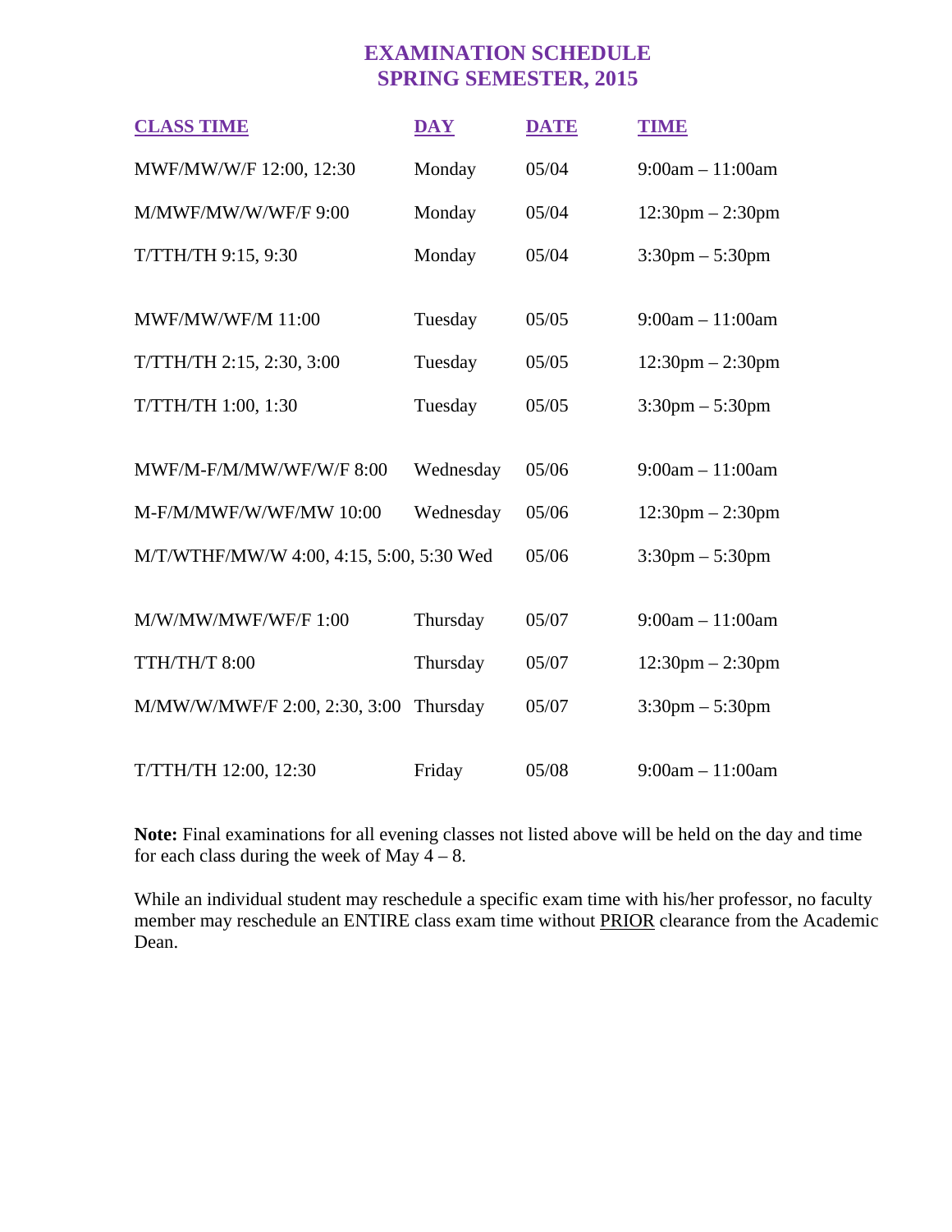# EXAMINATION SCHEDULE
# SPRING SEMESTER, 2015

| CLASS TIME | DAY | DATE | TIME |
|---|---|---|---|
| MWF/MW/W/F 12:00, 12:30 | Monday | 05/04 | 9:00am – 11:00am |
| M/MWF/MW/W/WF/F 9:00 | Monday | 05/04 | 12:30pm – 2:30pm |
| T/TTH/TH 9:15, 9:30 | Monday | 05/04 | 3:30pm – 5:30pm |
| MWF/MW/WF/M 11:00 | Tuesday | 05/05 | 9:00am – 11:00am |
| T/TTH/TH 2:15, 2:30, 3:00 | Tuesday | 05/05 | 12:30pm – 2:30pm |
| T/TTH/TH 1:00, 1:30 | Tuesday | 05/05 | 3:30pm – 5:30pm |
| MWF/M-F/M/MW/WF/W/F 8:00 | Wednesday | 05/06 | 9:00am – 11:00am |
| M-F/M/MWF/W/WF/MW 10:00 | Wednesday | 05/06 | 12:30pm – 2:30pm |
| M/T/WTHF/MW/W 4:00, 4:15, 5:00, 5:30 | Wed | 05/06 | 3:30pm – 5:30pm |
| M/W/MW/MWF/WF/F 1:00 | Thursday | 05/07 | 9:00am – 11:00am |
| TTH/TH/T 8:00 | Thursday | 05/07 | 12:30pm – 2:30pm |
| M/MW/W/MWF/F 2:00, 2:30, 3:00 | Thursday | 05/07 | 3:30pm – 5:30pm |
| T/TTH/TH 12:00, 12:30 | Friday | 05/08 | 9:00am – 11:00am |

**Note:** Final examinations for all evening classes not listed above will be held on the day and time for each class during the week of May 4 – 8.

While an individual student may reschedule a specific exam time with his/her professor, no faculty member may reschedule an ENTIRE class exam time without PRIOR clearance from the Academic Dean.